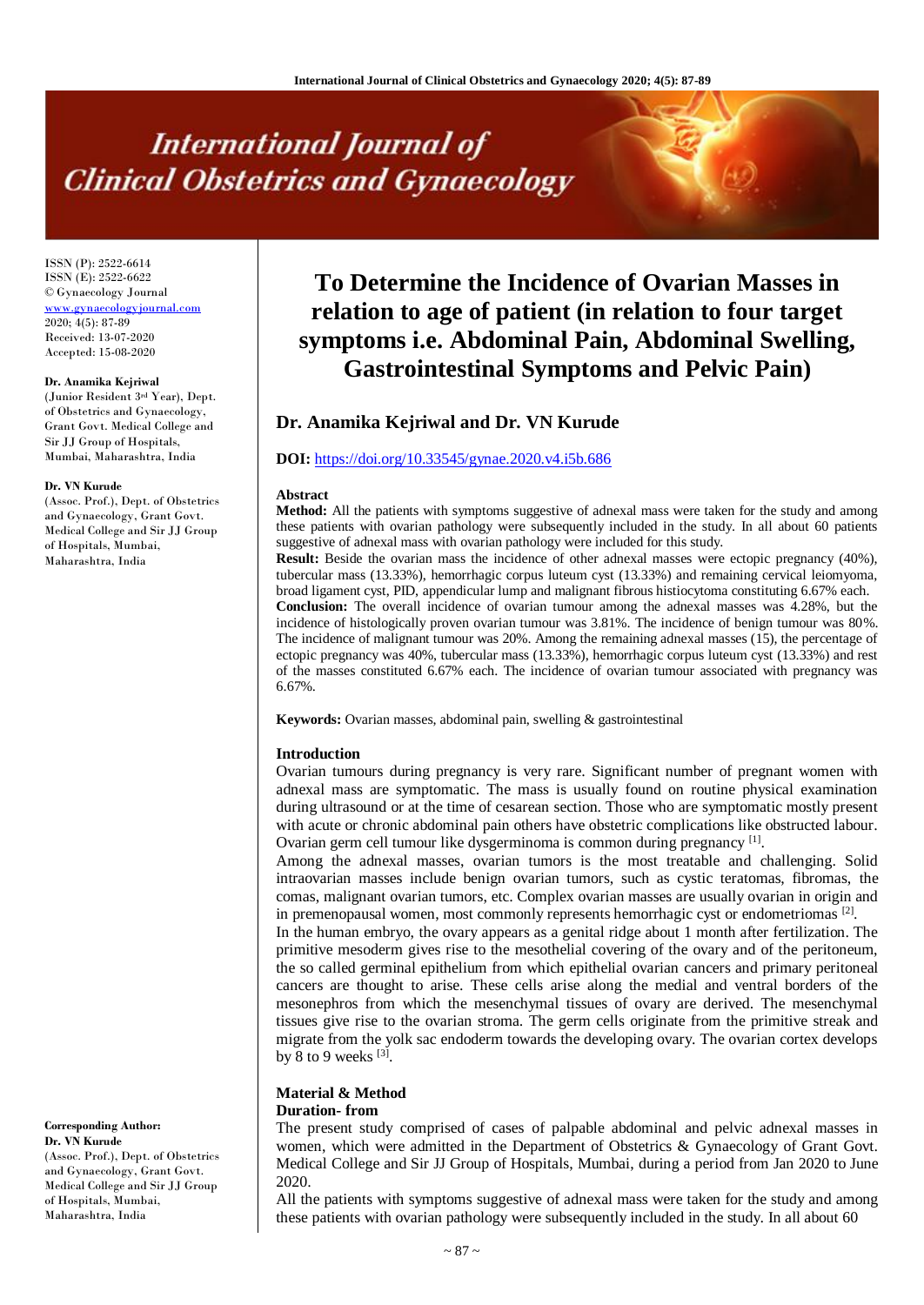ISSN (P): 2522-6614
ISSN (E): 2522-6622
© Gynaecology Journal
www.gynaecologyjournal.com
2020; 4(5): 87-89
Received: 13-07-2020
Accepted: 15-08-2020

**Dr. Anamika Kejriwal**
(Junior Resident 3rd Year), Dept. of Obstetrics and Gynaecology, Grant Govt. Medical College and Sir JJ Group of Hospitals, Mumbai, Maharashtra, India

**Dr. VN Kurude**
(Assoc. Prof.), Dept. of Obstetrics and Gynaecology, Grant Govt. Medical College and Sir JJ Group of Hospitals, Mumbai, Maharashtra, India

**Corresponding Author:**
**Dr. VN Kurude**
(Assoc. Prof.), Dept. of Obstetrics and Gynaecology, Grant Govt. Medical College and Sir JJ Group of Hospitals, Mumbai, Maharashtra, India

# To Determine the Incidence of Ovarian Masses in relation to age of patient (in relation to four target symptoms i.e. Abdominal Pain, Abdominal Swelling, Gastrointestinal Symptoms and Pelvic Pain)

## Dr. Anamika Kejriwal and Dr. VN Kurude

**DOI:** https://doi.org/10.33545/gynae.2020.v4.i5b.686

### Abstract

**Method:** All the patients with symptoms suggestive of adnexal mass were taken for the study and among these patients with ovarian pathology were subsequently included in the study. In all about 60 patients suggestive of adnexal mass with ovarian pathology were included for this study.

**Result:** Beside the ovarian mass the incidence of other adnexal masses were ectopic pregnancy (40%), tubercular mass (13.33%), hemorrhagic corpus luteum cyst (13.33%) and remaining cervical leiomyoma, broad ligament cyst, PID, appendicular lump and malignant fibrous histiocytoma constituting 6.67% each.

**Conclusion:** The overall incidence of ovarian tumour among the adnexal masses was 4.28%, but the incidence of histologically proven ovarian tumour was 3.81%. The incidence of benign tumour was 80%. The incidence of malignant tumour was 20%. Among the remaining adnexal masses (15), the percentage of ectopic pregnancy was 40%, tubercular mass (13.33%), hemorrhagic corpus luteum cyst (13.33%) and rest of the masses constituted 6.67% each. The incidence of ovarian tumour associated with pregnancy was 6.67%.

**Keywords:** Ovarian masses, abdominal pain, swelling & gastrointestinal

### Introduction

Ovarian tumours during pregnancy is very rare. Significant number of pregnant women with adnexal mass are symptomatic. The mass is usually found on routine physical examination during ultrasound or at the time of cesarean section. Those who are symptomatic mostly present with acute or chronic abdominal pain others have obstetric complications like obstructed labour. Ovarian germ cell tumour like dysgerminoma is common during pregnancy [1].

Among the adnexal masses, ovarian tumors is the most treatable and challenging. Solid intraovarian masses include benign ovarian tumors, such as cystic teratomas, fibromas, the comas, malignant ovarian tumors, etc. Complex ovarian masses are usually ovarian in origin and in premenopausal women, most commonly represents hemorrhagic cyst or endometriomas [2].

In the human embryo, the ovary appears as a genital ridge about 1 month after fertilization. The primitive mesoderm gives rise to the mesothelial covering of the ovary and of the peritoneum, the so called germinal epithelium from which epithelial ovarian cancers and primary peritoneal cancers are thought to arise. These cells arise along the medial and ventral borders of the mesonephros from which the mesenchymal tissues of ovary are derived. The mesenchymal tissues give rise to the ovarian stroma. The germ cells originate from the primitive streak and migrate from the yolk sac endoderm towards the developing ovary. The ovarian cortex develops by 8 to 9 weeks [3].

### Material & Method

**Duration- from**

The present study comprised of cases of palpable abdominal and pelvic adnexal masses in women, which were admitted in the Department of Obstetrics & Gynaecology of Grant Govt. Medical College and Sir JJ Group of Hospitals, Mumbai, during a period from Jan 2020 to June 2020.

All the patients with symptoms suggestive of adnexal mass were taken for the study and among these patients with ovarian pathology were subsequently included in the study. In all about 60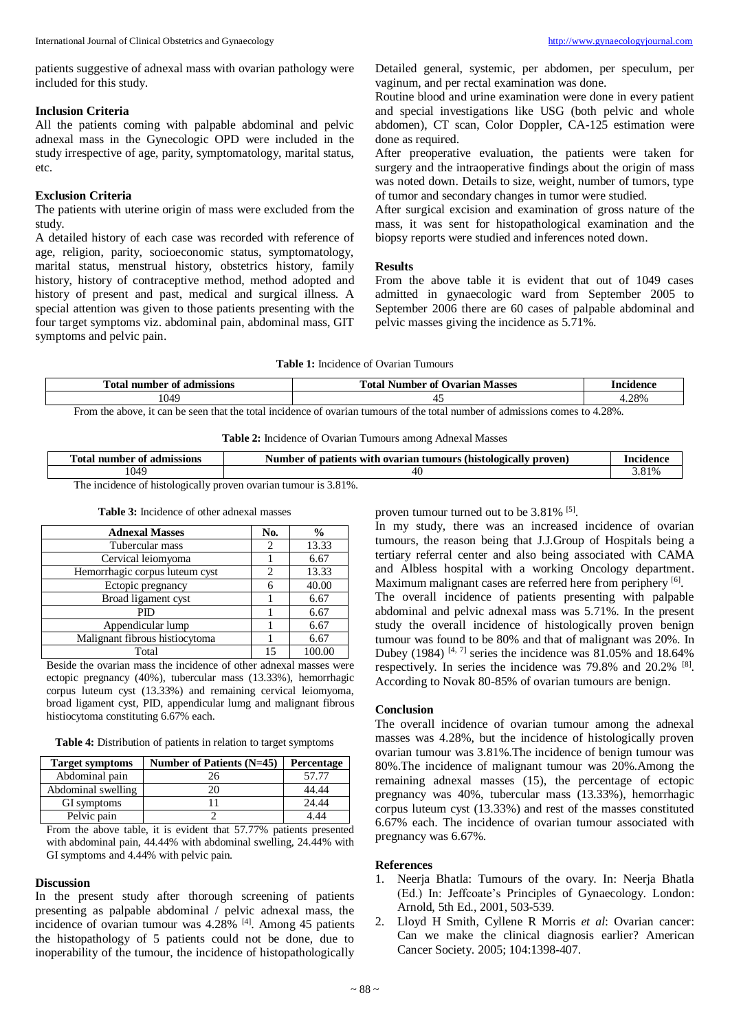patients suggestive of adnexal mass with ovarian pathology were included for this study.

### Inclusion Criteria

All the patients coming with palpable abdominal and pelvic adnexal mass in the Gynecologic OPD were included in the study irrespective of age, parity, symptomatology, marital status, etc.

### Exclusion Criteria

The patients with uterine origin of mass were excluded from the study.

A detailed history of each case was recorded with reference of age, religion, parity, socioeconomic status, symptomatology, marital status, menstrual history, obstetrics history, family history, history of contraceptive method, method adopted and history of present and past, medical and surgical illness. A special attention was given to those patients presenting with the four target symptoms viz. abdominal pain, abdominal mass, GIT symptoms and pelvic pain.

Detailed general, systemic, per abdomen, per speculum, per vaginum, and per rectal examination was done.

Routine blood and urine examination were done in every patient and special investigations like USG (both pelvic and whole abdomen), CT scan, Color Doppler, CA-125 estimation were done as required.

After preoperative evaluation, the patients were taken for surgery and the intraoperative findings about the origin of mass was noted down. Details to size, weight, number of tumors, type of tumor and secondary changes in tumor were studied.

After surgical excision and examination of gross nature of the mass, it was sent for histopathological examination and the biopsy reports were studied and inferences noted down.

### Results

From the above table it is evident that out of 1049 cases admitted in gynaecologic ward from September 2005 to September 2006 there are 60 cases of palpable abdominal and pelvic masses giving the incidence as 5.71%.

**Table 1:** Incidence of Ovarian Tumours

| Total number of admissions | Total Number of Ovarian Masses | Incidence |
|---|---|---|
| 1049 | 45 | 4.28% |

From the above, it can be seen that the total incidence of ovarian tumours of the total number of admissions comes to 4.28%.

**Table 2:** Incidence of Ovarian Tumours among Adnexal Masses

| Total number of admissions | Number of patients with ovarian tumours (histologically proven) | Incidence |
|---|---|---|
| 1049 | 40 | 3.81% |

The incidence of histologically proven ovarian tumour is 3.81%.

**Table 3:** Incidence of other adnexal masses

| Adnexal Masses | No. | % |
|---|---|---|
| Tubercular mass | 2 | 13.33 |
| Cervical leiomyoma | 1 | 6.67 |
| Hemorrhagic corpus luteum cyst | 2 | 13.33 |
| Ectopic pregnancy | 6 | 40.00 |
| Broad ligament cyst | 1 | 6.67 |
| PID | 1 | 6.67 |
| Appendicular lump | 1 | 6.67 |
| Malignant fibrous histiocytoma | 1 | 6.67 |
| Total | 15 | 100.00 |

Beside the ovarian mass the incidence of other adnexal masses were ectopic pregnancy (40%), tubercular mass (13.33%), hemorrhagic corpus luteum cyst (13.33%) and remaining cervical leiomyoma, broad ligament cyst, PID, appendicular lumg and malignant fibrous histiocytoma constituting 6.67% each.

**Table 4:** Distribution of patients in relation to target symptoms

| Target symptoms | Number of Patients (N=45) | Percentage |
|---|---|---|
| Abdominal pain | 26 | 57.77 |
| Abdominal swelling | 20 | 44.44 |
| GI symptoms | 11 | 24.44 |
| Pelvic pain | 2 | 4.44 |

From the above table, it is evident that 57.77% patients presented with abdominal pain, 44.44% with abdominal swelling, 24.44% with GI symptoms and 4.44% with pelvic pain.

### Discussion

In the present study after thorough screening of patients presenting as palpable abdominal / pelvic adnexal mass, the incidence of ovarian tumour was 4.28% [4]. Among 45 patients the histopathology of 5 patients could not be done, due to inoperability of the tumour, the incidence of histopathologically proven tumour turned out to be 3.81% [5].

In my study, there was an increased incidence of ovarian tumours, the reason being that J.J.Group of Hospitals being a tertiary referral center and also being associated with CAMA and Albless hospital with a working Oncology department. Maximum malignant cases are referred here from periphery [6].

The overall incidence of patients presenting with palpable abdominal and pelvic adnexal mass was 5.71%. In the present study the overall incidence of histologically proven benign tumour was found to be 80% and that of malignant was 20%. In Dubey (1984) [4, 7] series the incidence was 81.05% and 18.64% respectively. In series the incidence was 79.8% and 20.2% [8]. According to Novak 80-85% of ovarian tumours are benign.

### Conclusion

The overall incidence of ovarian tumour among the adnexal masses was 4.28%, but the incidence of histologically proven ovarian tumour was 3.81%.The incidence of benign tumour was 80%.The incidence of malignant tumour was 20%.Among the remaining adnexal masses (15), the percentage of ectopic pregnancy was 40%, tubercular mass (13.33%), hemorrhagic corpus luteum cyst (13.33%) and rest of the masses constituted 6.67% each. The incidence of ovarian tumour associated with pregnancy was 6.67%.

### References

1. Neerja Bhatla: Tumours of the ovary. In: Neerja Bhatla (Ed.) In: Jeffcoate's Principles of Gynaecology. London: Arnold, 5th Ed., 2001, 503-539.
2. Lloyd H Smith, Cyllene R Morris *et al*: Ovarian cancer: Can we make the clinical diagnosis earlier? American Cancer Society. 2005; 104:1398-407.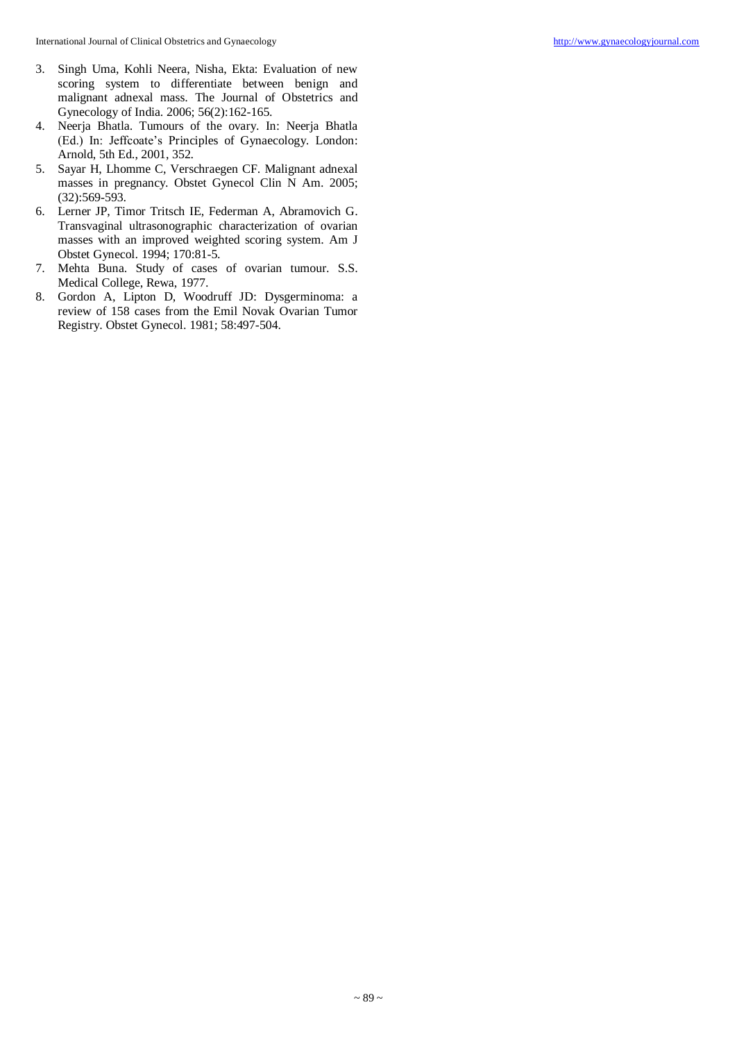3. Singh Uma, Kohli Neera, Nisha, Ekta: Evaluation of new scoring system to differentiate between benign and malignant adnexal mass. The Journal of Obstetrics and Gynecology of India. 2006; 56(2):162-165.
4. Neerja Bhatla. Tumours of the ovary. In: Neerja Bhatla (Ed.) In: Jeffcoate's Principles of Gynaecology. London: Arnold, 5th Ed., 2001, 352.
5. Sayar H, Lhomme C, Verschraegen CF. Malignant adnexal masses in pregnancy. Obstet Gynecol Clin N Am. 2005; (32):569-593.
6. Lerner JP, Timor Tritsch IE, Federman A, Abramovich G. Transvaginal ultrasonographic characterization of ovarian masses with an improved weighted scoring system. Am J Obstet Gynecol. 1994; 170:81-5.
7. Mehta Buna. Study of cases of ovarian tumour. S.S. Medical College, Rewa, 1977.
8. Gordon A, Lipton D, Woodruff JD: Dysgerminoma: a review of 158 cases from the Emil Novak Ovarian Tumor Registry. Obstet Gynecol. 1981; 58:497-504.